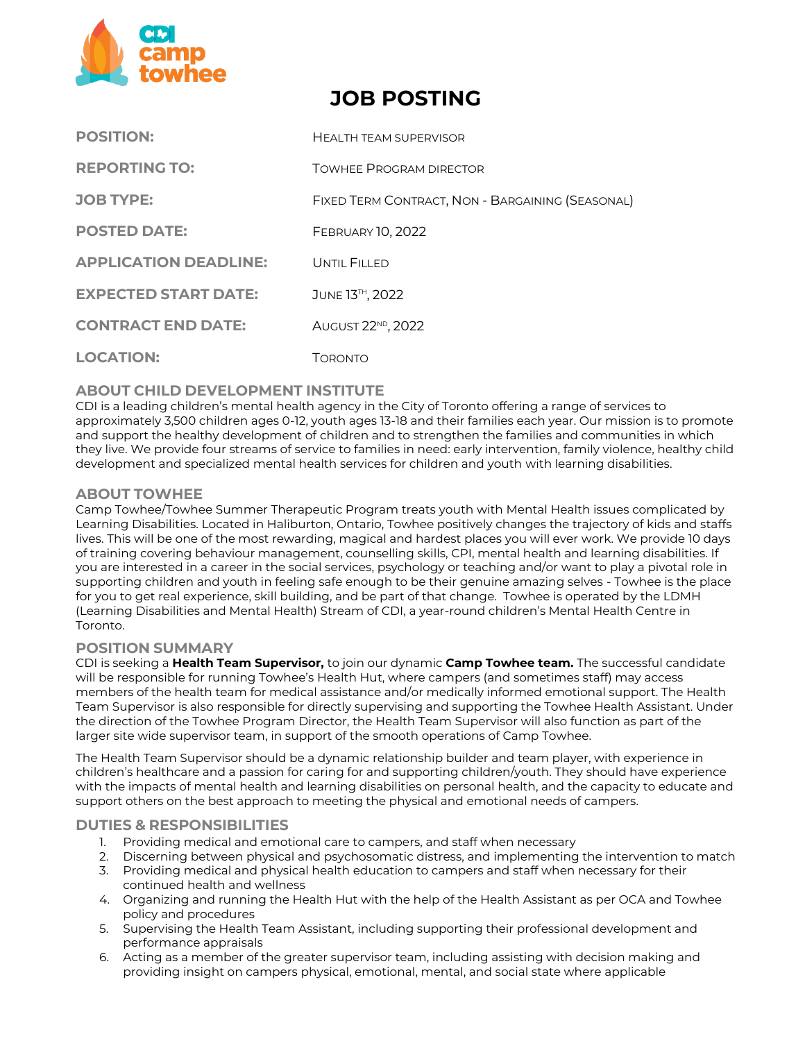# JOB POSTING

| | |
|---|---|
| **POSITION:** | Health team supervisor |
| **REPORTING TO:** | Towhee Program director |
| **JOB TYPE:** | Fixed Term Contract, Non - Bargaining (Seasonal) |
| **POSTED DATE:** | February 10, 2022 |
| **APPLICATION DEADLINE:** | Until Filled |
| **EXPECTED START DATE:** | June 13th, 2022 |
| **CONTRACT END DATE:** | August 22nd, 2022 |
| **LOCATION:** | Toronto |

## ABOUT CHILD DEVELOPMENT INSTITUTE

CDI is a leading children's mental health agency in the City of Toronto offering a range of services to approximately 3,500 children ages 0-12, youth ages 13-18 and their families each year. Our mission is to promote and support the healthy development of children and to strengthen the families and communities in which they live. We provide four streams of service to families in need: early intervention, family violence, healthy child development and specialized mental health services for children and youth with learning disabilities.

## ABOUT TOWHEE

Camp Towhee/Towhee Summer Therapeutic Program treats youth with Mental Health issues complicated by Learning Disabilities. Located in Haliburton, Ontario, Towhee positively changes the trajectory of kids and staffs lives. This will be one of the most rewarding, magical and hardest places you will ever work. We provide 10 days of training covering behaviour management, counselling skills, CPI, mental health and learning disabilities. If you are interested in a career in the social services, psychology or teaching and/or want to play a pivotal role in supporting children and youth in feeling safe enough to be their genuine amazing selves - Towhee is the place for you to get real experience, skill building, and be part of that change. Towhee is operated by the LDMH (Learning Disabilities and Mental Health) Stream of CDI, a year-round children's Mental Health Centre in Toronto.

## POSITION SUMMARY

CDI is seeking a **Health Team Supervisor,** to join our dynamic **Camp Towhee team.** The successful candidate will be responsible for running Towhee's Health Hut, where campers (and sometimes staff) may access members of the health team for medical assistance and/or medically informed emotional support. The Health Team Supervisor is also responsible for directly supervising and supporting the Towhee Health Assistant. Under the direction of the Towhee Program Director, the Health Team Supervisor will also function as part of the larger site wide supervisor team, in support of the smooth operations of Camp Towhee.

The Health Team Supervisor should be a dynamic relationship builder and team player, with experience in children's healthcare and a passion for caring for and supporting children/youth. They should have experience with the impacts of mental health and learning disabilities on personal health, and the capacity to educate and support others on the best approach to meeting the physical and emotional needs of campers.

## DUTIES & RESPONSIBILITIES

1. Providing medical and emotional care to campers, and staff when necessary
2. Discerning between physical and psychosomatic distress, and implementing the intervention to match
3. Providing medical and physical health education to campers and staff when necessary for their continued health and wellness
4. Organizing and running the Health Hut with the help of the Health Assistant as per OCA and Towhee policy and procedures
5. Supervising the Health Team Assistant, including supporting their professional development and performance appraisals
6. Acting as a member of the greater supervisor team, including assisting with decision making and providing insight on campers physical, emotional, mental, and social state where applicable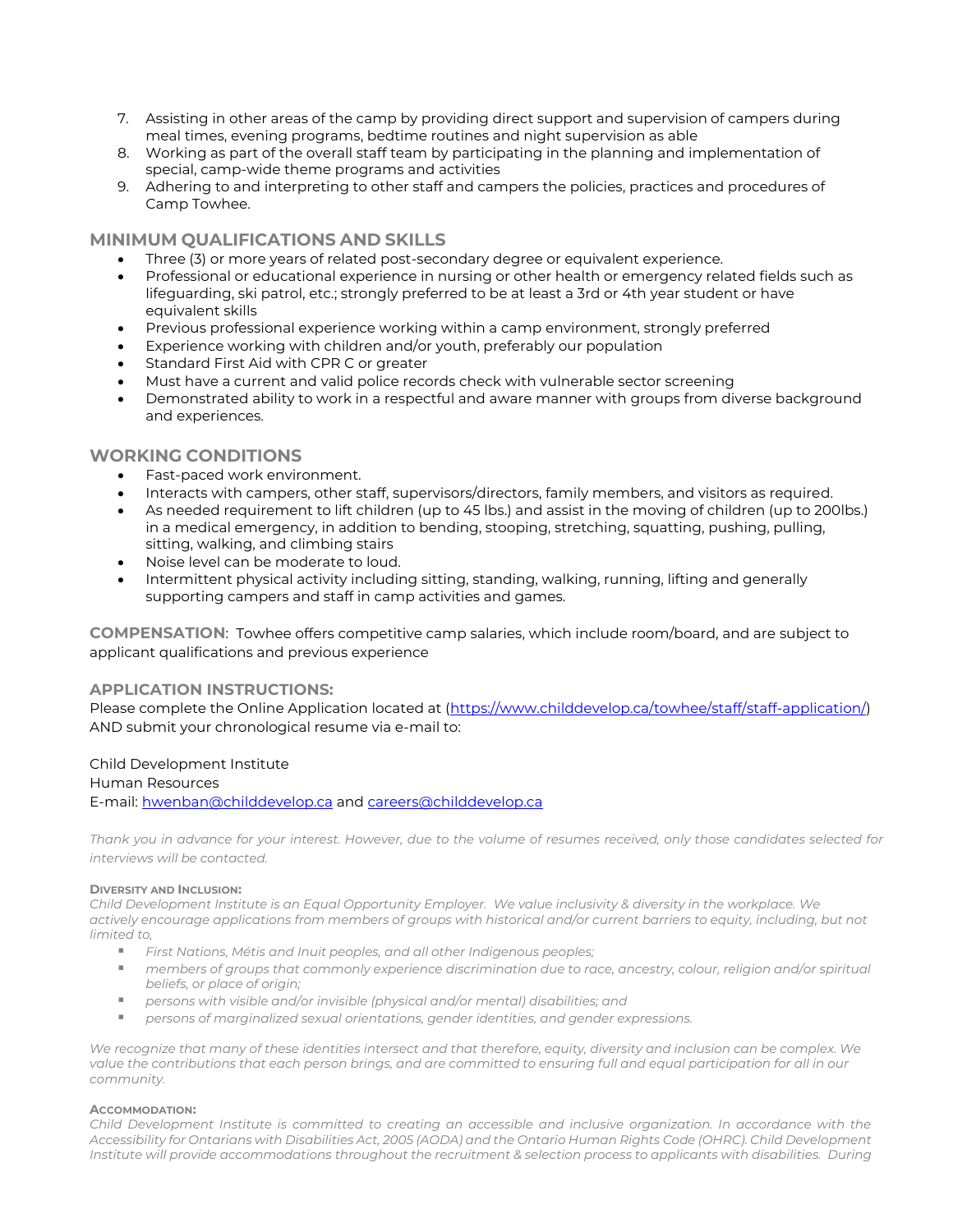7. Assisting in other areas of the camp by providing direct support and supervision of campers during meal times, evening programs, bedtime routines and night supervision as able
8. Working as part of the overall staff team by participating in the planning and implementation of special, camp-wide theme programs and activities
9. Adhering to and interpreting to other staff and campers the policies, practices and procedures of Camp Towhee.

## MINIMUM QUALIFICATIONS AND SKILLS

- Three (3) or more years of related post-secondary degree or equivalent experience.
- Professional or educational experience in nursing or other health or emergency related fields such as lifeguarding, ski patrol, etc.; strongly preferred to be at least a 3rd or 4th year student or have equivalent skills
- Previous professional experience working within a camp environment, strongly preferred
- Experience working with children and/or youth, preferably our population
- Standard First Aid with CPR C or greater
- Must have a current and valid police records check with vulnerable sector screening
- Demonstrated ability to work in a respectful and aware manner with groups from diverse background and experiences.

## WORKING CONDITIONS

- Fast-paced work environment.
- Interacts with campers, other staff, supervisors/directors, family members, and visitors as required.
- As needed requirement to lift children (up to 45 lbs.) and assist in the moving of children (up to 200lbs.) in a medical emergency, in addition to bending, stooping, stretching, squatting, pushing, pulling, sitting, walking, and climbing stairs
- Noise level can be moderate to loud.
- Intermittent physical activity including sitting, standing, walking, running, lifting and generally supporting campers and staff in camp activities and games.

**COMPENSATION**: Towhee offers competitive camp salaries, which include room/board, and are subject to applicant qualifications and previous experience

## APPLICATION INSTRUCTIONS:

Please complete the Online Application located at (https://www.childdevelop.ca/towhee/staff/staff-application/) AND submit your chronological resume via e-mail to:

Child Development Institute
Human Resources
E-mail: hwenban@childdevelop.ca and careers@childdevelop.ca

*Thank you in advance for your interest. However, due to the volume of resumes received, only those candidates selected for interviews will be contacted.*

#### DIVERSITY AND INCLUSION:

*Child Development Institute is an Equal Opportunity Employer. We value inclusivity & diversity in the workplace. We actively encourage applications from members of groups with historical and/or current barriers to equity, including, but not limited to,*

- *First Nations, Métis and Inuit peoples, and all other Indigenous peoples;*
- *members of groups that commonly experience discrimination due to race, ancestry, colour, religion and/or spiritual beliefs, or place of origin;*
- *persons with visible and/or invisible (physical and/or mental) disabilities; and*
- *persons of marginalized sexual orientations, gender identities, and gender expressions.*

*We recognize that many of these identities intersect and that therefore, equity, diversity and inclusion can be complex. We value the contributions that each person brings, and are committed to ensuring full and equal participation for all in our community.*

#### ACCOMMODATION:

*Child Development Institute is committed to creating an accessible and inclusive organization. In accordance with the Accessibility for Ontarians with Disabilities Act, 2005 (AODA) and the Ontario Human Rights Code (OHRC). Child Development Institute will provide accommodations throughout the recruitment & selection process to applicants with disabilities. During*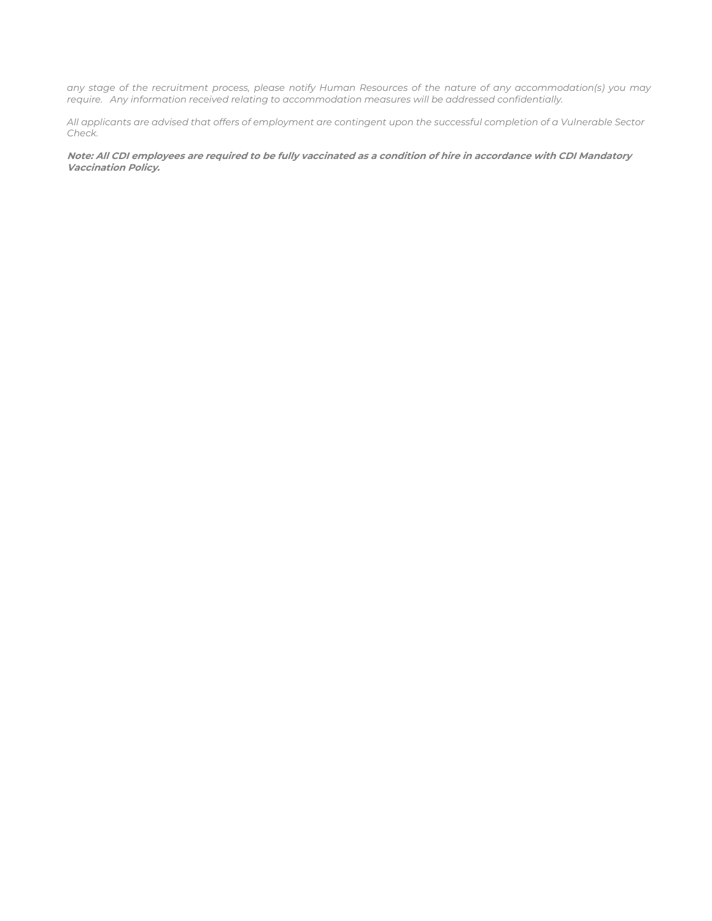*any stage of the recruitment process, please notify Human Resources of the nature of any accommodation(s) you may require. Any information received relating to accommodation measures will be addressed confidentially.*

*All applicants are advised that offers of employment are contingent upon the successful completion of a Vulnerable Sector Check.*

***Note: All CDI employees are required to be fully vaccinated as a condition of hire in accordance with CDI Mandatory Vaccination Policy.***